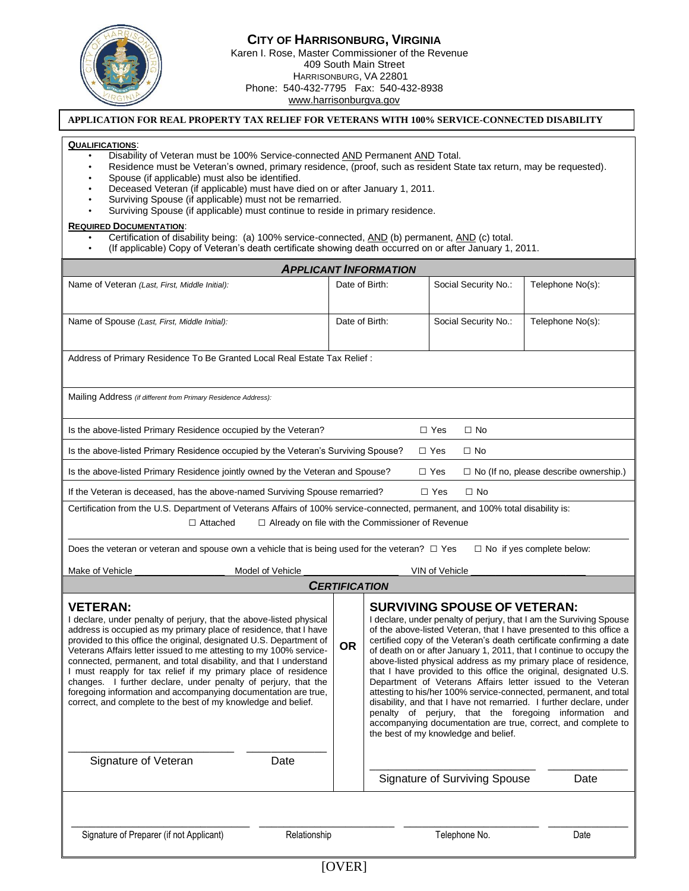# CITY OF HARRISONBURG, VIRGINIA

Karen I. Rose, Master Commissioner of the Revenue
409 South Main Street
HARRISONBURG, VA 22801
Phone: 540-432-7795 Fax: 540-432-8938
www.harrisonburgva.gov

## APPLICATION FOR REAL PROPERTY TAX RELIEF FOR VETERANS WITH 100% SERVICE-CONNECTED DISABILITY

**QUALIFICATIONS**:

- Disability of Veteran must be 100% Service-connected AND Permanent AND Total.
- Residence must be Veteran's owned, primary residence, (proof, such as resident State tax return, may be requested).
- Spouse (if applicable) must also be identified.
- Deceased Veteran (if applicable) must have died on or after January 1, 2011.
- Surviving Spouse (if applicable) must not be remarried.
- Surviving Spouse (if applicable) must continue to reside in primary residence.

**REQUIRED DOCUMENTATION**:

- Certification of disability being: (a) 100% service-connected, AND (b) permanent, AND (c) total.
- (If applicable) Copy of Veteran's death certificate showing death occurred on or after January 1, 2011.

### APPLICANT INFORMATION

| Name of Veteran *(Last, First, Middle Initial):* | Date of Birth: | Social Security No.: | Telephone No(s): |
|---|---|---|---|
| Name of Spouse *(Last, First, Middle Initial):* | Date of Birth: | Social Security No.: | Telephone No(s): |

Address of Primary Residence To Be Granted Local Real Estate Tax Relief :

Mailing Address *(if different from Primary Residence Address):*

Is the above-listed Primary Residence occupied by the Veteran? ☐ Yes ☐ No

Is the above-listed Primary Residence occupied by the Veteran's Surviving Spouse? ☐ Yes ☐ No

Is the above-listed Primary Residence jointly owned by the Veteran and Spouse? ☐ Yes ☐ No (If no, please describe ownership.)

If the Veteran is deceased, has the above-named Surviving Spouse remarried? ☐ Yes ☐ No

Certification from the U.S. Department of Veterans Affairs of 100% service-connected, permanent, and 100% total disability is:

☐ Attached ☐ Already on file with the Commissioner of Revenue

Does the veteran or veteran and spouse own a vehicle that is being used for the veteran? ☐ Yes ☐ No if yes complete below:

Make of Vehicle ________________ Model of Vehicle ________________ VIN of Vehicle ____________________

### CERTIFICATION

**VETERAN:**

I declare, under penalty of perjury, that the above-listed physical address is occupied as my primary place of residence, that I have provided to this office the original, designated U.S. Department of Veterans Affairs letter issued to me attesting to my 100% service-connected, permanent, and total disability, and that I understand I must reapply for tax relief if my primary place of residence changes. I further declare, under penalty of perjury, that the foregoing information and accompanying documentation are true, correct, and complete to the best of my knowledge and belief.

___________________________ ______________
Signature of Veteran Date

**OR**

**SURVIVING SPOUSE OF VETERAN:**

I declare, under penalty of perjury, that I am the Surviving Spouse of the above-listed Veteran, that I have presented to this office a certified copy of the Veteran's death certificate confirming a date of death on or after January 1, 2011, that I continue to occupy the above-listed physical address as my primary place of residence, that I have provided to this office the original, designated U.S. Department of Veterans Affairs letter issued to the Veteran attesting to his/her 100% service-connected, permanent, and total disability, and that I have not remarried. I further declare, under penalty of perjury, that the foregoing information and accompanying documentation are true, correct, and complete to the best of my knowledge and belief.

___________________________ ______________
Signature of Surviving Spouse Date

___________________________ ____________________ ____________________ ______________
Signature of Preparer (if not Applicant) Relationship Telephone No. Date

[OVER]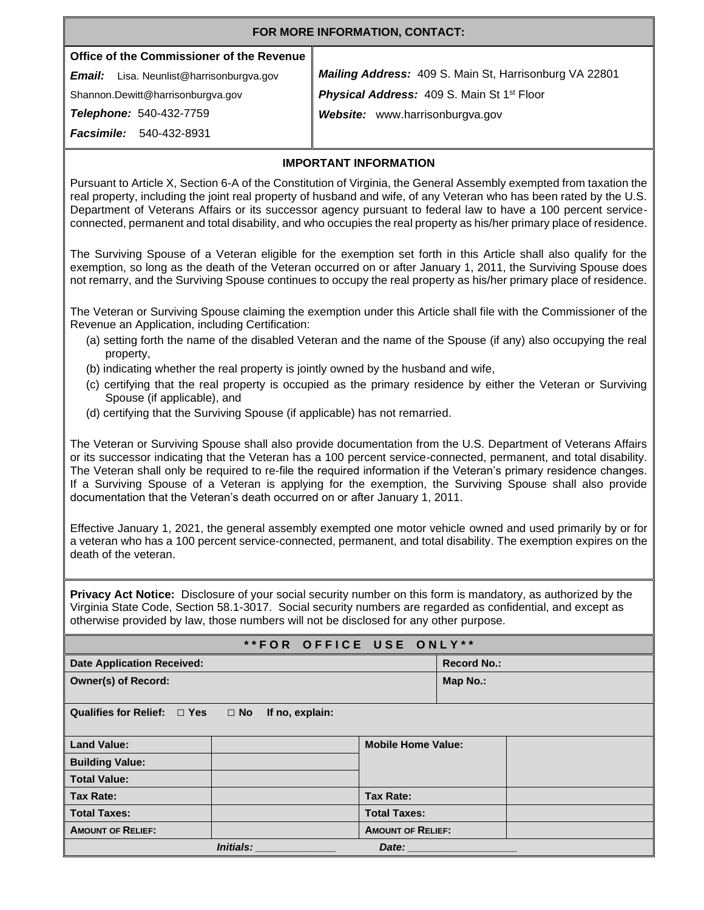## FOR MORE INFORMATION, CONTACT:

| | |
|---|---|
| **Office of the Commissioner of the Revenue** | ***Mailing Address:*** 409 S. Main St, Harrisonburg VA 22801 |
| ***Email:*** Lisa. Neunlist@harrisonburgva.gov | ***Physical Address:*** 409 S. Main St 1st Floor |
| Shannon.Dewitt@harrisonburgva.gov | ***Website:*** www.harrisonburgva.gov |
| ***Telephone:*** 540-432-7759 | |
| ***Facsimile:*** 540-432-8931 | |

## IMPORTANT INFORMATION

Pursuant to Article X, Section 6-A of the Constitution of Virginia, the General Assembly exempted from taxation the real property, including the joint real property of husband and wife, of any Veteran who has been rated by the U.S. Department of Veterans Affairs or its successor agency pursuant to federal law to have a 100 percent service-connected, permanent and total disability, and who occupies the real property as his/her primary place of residence.

The Surviving Spouse of a Veteran eligible for the exemption set forth in this Article shall also qualify for the exemption, so long as the death of the Veteran occurred on or after January 1, 2011, the Surviving Spouse does not remarry, and the Surviving Spouse continues to occupy the real property as his/her primary place of residence.

The Veteran or Surviving Spouse claiming the exemption under this Article shall file with the Commissioner of the Revenue an Application, including Certification:

(a) setting forth the name of the disabled Veteran and the name of the Spouse (if any) also occupying the real property,
(b) indicating whether the real property is jointly owned by the husband and wife,
(c) certifying that the real property is occupied as the primary residence by either the Veteran or Surviving Spouse (if applicable), and
(d) certifying that the Surviving Spouse (if applicable) has not remarried.

The Veteran or Surviving Spouse shall also provide documentation from the U.S. Department of Veterans Affairs or its successor indicating that the Veteran has a 100 percent service-connected, permanent, and total disability. The Veteran shall only be required to re-file the required information if the Veteran's primary residence changes. If a Surviving Spouse of a Veteran is applying for the exemption, the Surviving Spouse shall also provide documentation that the Veteran's death occurred on or after January 1, 2011.

Effective January 1, 2021, the general assembly exempted one motor vehicle owned and used primarily by or for a veteran who has a 100 percent service-connected, permanent, and total disability. The exemption expires on the death of the veteran.

**Privacy Act Notice:** Disclosure of your social security number on this form is mandatory, as authorized by the Virginia State Code, Section 58.1-3017. Social security numbers are regarded as confidential, and except as otherwise provided by law, those numbers will not be disclosed for any other purpose.

## **FOR OFFICE USE ONLY**

| | |
|---|---|
| **Date Application Received:** | **Record No.:** |
| **Owner(s) of Record:** | **Map No.:** |
| **Qualifies for Relief:** ☐ Yes ☐ No If no, explain: | |

| | | | |
|---|---|---|---|
| **Land Value:** | | **Mobile Home Value:** | |
| **Building Value:** | | | |
| **Total Value:** | | | |
| **Tax Rate:** | | **Tax Rate:** | |
| **Total Taxes:** | | **Total Taxes:** | |
| **AMOUNT OF RELIEF:** | | **AMOUNT OF RELIEF:** | |

***Initials:*** ______________ ***Date:*** ___________________